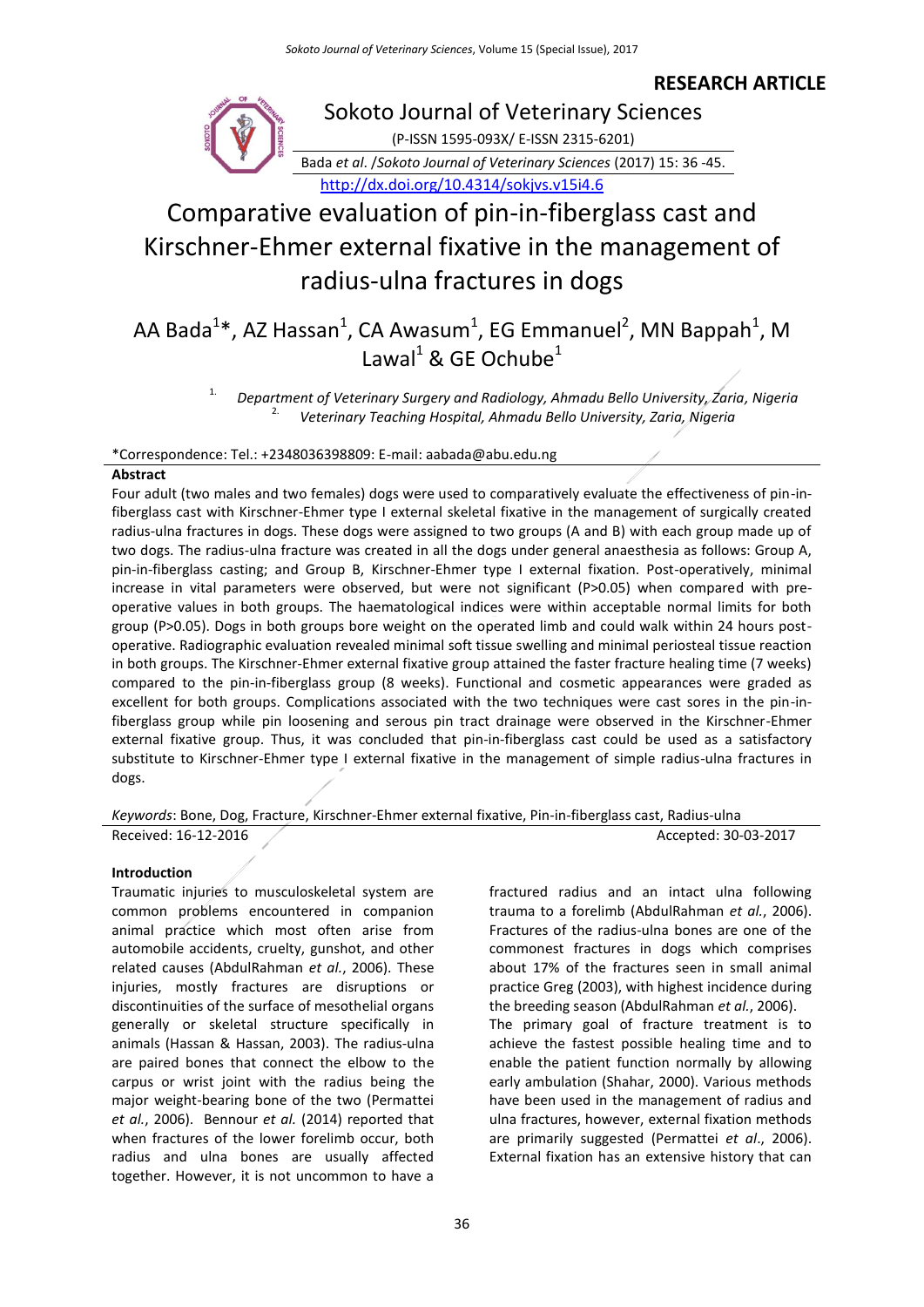**RESEARCH ARTICLE**

Sokoto Journal of Veterinary Sciences

(P-ISSN 1595-093X/ E-ISSN 2315-6201)

Bada *et al.* /*Sokoto Journal of Veterinary Sciences* (2017) 15: 36 -45.

http://dx.doi.org/10.4314/sokjvs.v15i4.6

# Comparative evaluation of pin-in-fiberglass cast and Kirschner-Ehmer external fixative in the management of radius-ulna fractures in dogs

AA Bada[1]*, AZ Hassan[1], CA Awasum[1], EG Emmanuel[2], MN Bappah[1], M Lawal[1] & GE Ochube[1]

[1.] *Department of Veterinary Surgery and Radiology, Ahmadu Bello University, Zaria, Nigeria*
[2.] *Veterinary Teaching Hospital, Ahmadu Bello University, Zaria, Nigeria*

*Correspondence: Tel.: +2348036398809: E-mail: aabada@abu.edu.ng

## Abstract

Four adult (two males and two females) dogs were used to comparatively evaluate the effectiveness of pin-in-fiberglass cast with Kirschner-Ehmer type I external skeletal fixative in the management of surgically created radius-ulna fractures in dogs. These dogs were assigned to two groups (A and B) with each group made up of two dogs. The radius-ulna fracture was created in all the dogs under general anaesthesia as follows: Group A, pin-in-fiberglass casting; and Group B, Kirschner-Ehmer type I external fixation. Post-operatively, minimal increase in vital parameters were observed, but were not significant (P>0.05) when compared with pre-operative values in both groups. The haematological indices were within acceptable normal limits for both group (P>0.05). Dogs in both groups bore weight on the operated limb and could walk within 24 hours post-operative. Radiographic evaluation revealed minimal soft tissue swelling and minimal periosteal tissue reaction in both groups. The Kirschner-Ehmer external fixative group attained the faster fracture healing time (7 weeks) compared to the pin-in-fiberglass group (8 weeks). Functional and cosmetic appearances were graded as excellent for both groups. Complications associated with the two techniques were cast sores in the pin-in-fiberglass group while pin loosening and serous pin tract drainage were observed in the Kirschner-Ehmer external fixative group. Thus, it was concluded that pin-in-fiberglass cast could be used as a satisfactory substitute to Kirschner-Ehmer type I external fixative in the management of simple radius-ulna fractures in dogs.

*Keywords*: Bone, Dog, Fracture, Kirschner-Ehmer external fixative, Pin-in-fiberglass cast, Radius-ulna

Received: 16-12-2016 Accepted: 30-03-2017

## Introduction

Traumatic injuries to musculoskeletal system are common problems encountered in companion animal practice which most often arise from automobile accidents, cruelty, gunshot, and other related causes (AbdulRahman *et al.*, 2006). These injuries, mostly fractures are disruptions or discontinuities of the surface of mesothelial organs generally or skeletal structure specifically in animals (Hassan & Hassan, 2003). The radius-ulna are paired bones that connect the elbow to the carpus or wrist joint with the radius being the major weight-bearing bone of the two (Permattei *et al.*, 2006). Bennour *et al.* (2014) reported that when fractures of the lower forelimb occur, both radius and ulna bones are usually affected together. However, it is not uncommon to have a fractured radius and an intact ulna following trauma to a forelimb (AbdulRahman *et al.*, 2006). Fractures of the radius-ulna bones are one of the commonest fractures in dogs which comprises about 17% of the fractures seen in small animal practice Greg (2003), with highest incidence during the breeding season (AbdulRahman *et al.*, 2006). The primary goal of fracture treatment is to achieve the fastest possible healing time and to enable the patient function normally by allowing early ambulation (Shahar, 2000). Various methods have been used in the management of radius and ulna fractures, however, external fixation methods are primarily suggested (Permattei *et al*., 2006). External fixation has an extensive history that can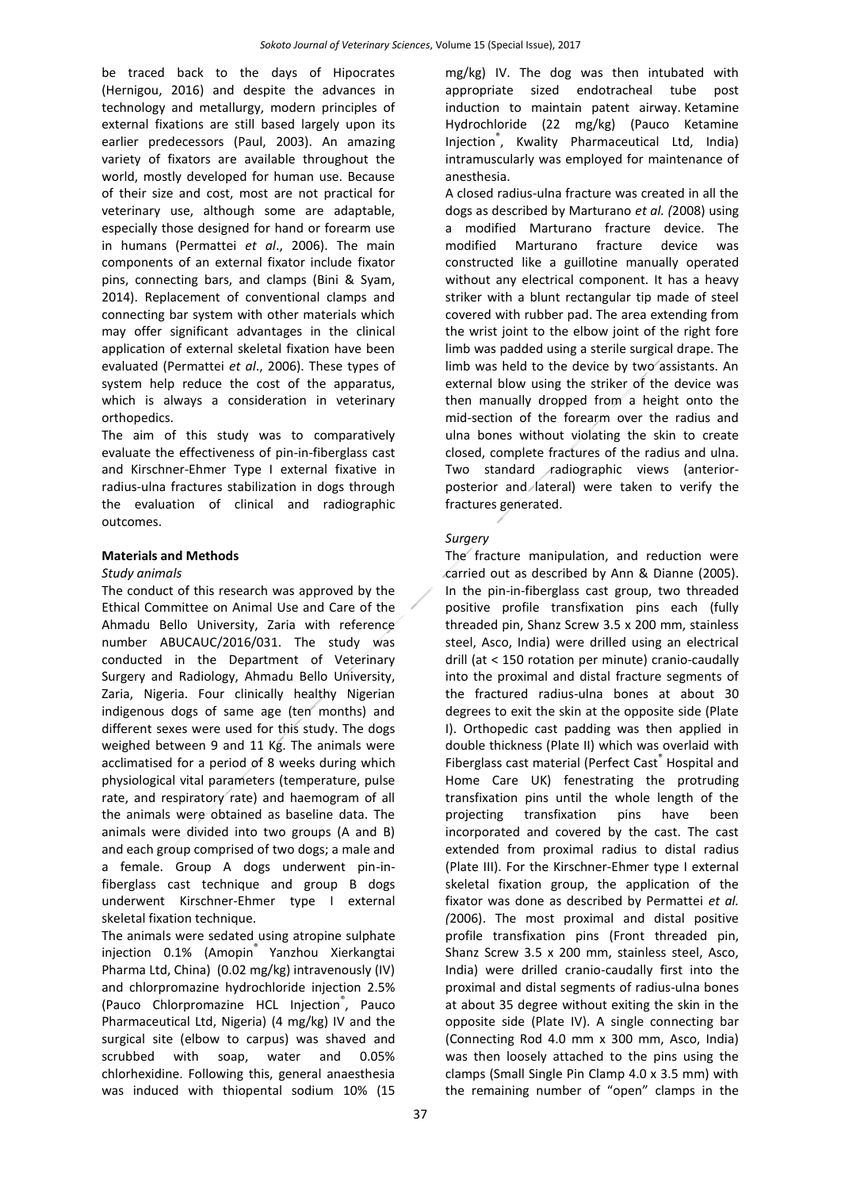be traced back to the days of Hipocrates (Hernigou, 2016) and despite the advances in technology and metallurgy, modern principles of external fixations are still based largely upon its earlier predecessors (Paul, 2003). An amazing variety of fixators are available throughout the world, mostly developed for human use. Because of their size and cost, most are not practical for veterinary use, although some are adaptable, especially those designed for hand or forearm use in humans (Permattei *et al*., 2006). The main components of an external fixator include fixator pins, connecting bars, and clamps (Bini & Syam, 2014). Replacement of conventional clamps and connecting bar system with other materials which may offer significant advantages in the clinical application of external skeletal fixation have been evaluated (Permattei *et al*., 2006). These types of system help reduce the cost of the apparatus, which is always a consideration in veterinary orthopedics.

The aim of this study was to comparatively evaluate the effectiveness of pin-in-fiberglass cast and Kirschner-Ehmer Type I external fixative in radius-ulna fractures stabilization in dogs through the evaluation of clinical and radiographic outcomes.

## Materials and Methods

### *Study animals*

The conduct of this research was approved by the Ethical Committee on Animal Use and Care of the Ahmadu Bello University, Zaria with reference number ABUCAUC/2016/031. The study was conducted in the Department of Veterinary Surgery and Radiology, Ahmadu Bello University, Zaria, Nigeria. Four clinically healthy Nigerian indigenous dogs of same age (ten months) and different sexes were used for this study. The dogs weighed between 9 and 11 Kg. The animals were acclimatised for a period of 8 weeks during which physiological vital parameters (temperature, pulse rate, and respiratory rate) and haemogram of all the animals were obtained as baseline data. The animals were divided into two groups (A and B) and each group comprised of two dogs; a male and a female. Group A dogs underwent pin-in-fiberglass cast technique and group B dogs underwent Kirschner-Ehmer type I external skeletal fixation technique.

The animals were sedated using atropine sulphate injection 0.1% (Amopin® Yanzhou Xierkangtai Pharma Ltd, China) (0.02 mg/kg) intravenously (IV) and chlorpromazine hydrochloride injection 2.5% (Pauco Chlorpromazine HCL Injection®, Pauco Pharmaceutical Ltd, Nigeria) (4 mg/kg) IV and the surgical site (elbow to carpus) was shaved and scrubbed with soap, water and 0.05% chlorhexidine. Following this, general anaesthesia was induced with thiopental sodium 10% (15 mg/kg) IV. The dog was then intubated with appropriate sized endotracheal tube post induction to maintain patent airway. Ketamine Hydrochloride (22 mg/kg) (Pauco Ketamine Injection®, Kwality Pharmaceutical Ltd, India) intramuscularly was employed for maintenance of anesthesia.

A closed radius-ulna fracture was created in all the dogs as described by Marturano *et al. (*2008) using a modified Marturano fracture device. The modified Marturano fracture device was constructed like a guillotine manually operated without any electrical component. It has a heavy striker with a blunt rectangular tip made of steel covered with rubber pad. The area extending from the wrist joint to the elbow joint of the right fore limb was padded using a sterile surgical drape. The limb was held to the device by two assistants. An external blow using the striker of the device was then manually dropped from a height onto the mid-section of the forearm over the radius and ulna bones without violating the skin to create closed, complete fractures of the radius and ulna. Two standard radiographic views (anterior-posterior and lateral) were taken to verify the fractures generated.

### *Surgery*

The fracture manipulation, and reduction were carried out as described by Ann & Dianne (2005). In the pin-in-fiberglass cast group, two threaded positive profile transfixation pins each (fully threaded pin, Shanz Screw 3.5 x 200 mm, stainless steel, Asco, India) were drilled using an electrical drill (at < 150 rotation per minute) cranio-caudally into the proximal and distal fracture segments of the fractured radius-ulna bones at about 30 degrees to exit the skin at the opposite side (Plate I). Orthopedic cast padding was then applied in double thickness (Plate II) which was overlaid with Fiberglass cast material (Perfect Cast® Hospital and Home Care UK) fenestrating the protruding transfixation pins until the whole length of the projecting transfixation pins have been incorporated and covered by the cast. The cast extended from proximal radius to distal radius (Plate III). For the Kirschner-Ehmer type I external skeletal fixation group, the application of the fixator was done as described by Permattei *et al. (*2006). The most proximal and distal positive profile transfixation pins (Front threaded pin, Shanz Screw 3.5 x 200 mm, stainless steel, Asco, India) were drilled cranio-caudally first into the proximal and distal segments of radius-ulna bones at about 35 degree without exiting the skin in the opposite side (Plate IV). A single connecting bar (Connecting Rod 4.0 mm x 300 mm, Asco, India) was then loosely attached to the pins using the clamps (Small Single Pin Clamp 4.0 x 3.5 mm) with the remaining number of "open" clamps in the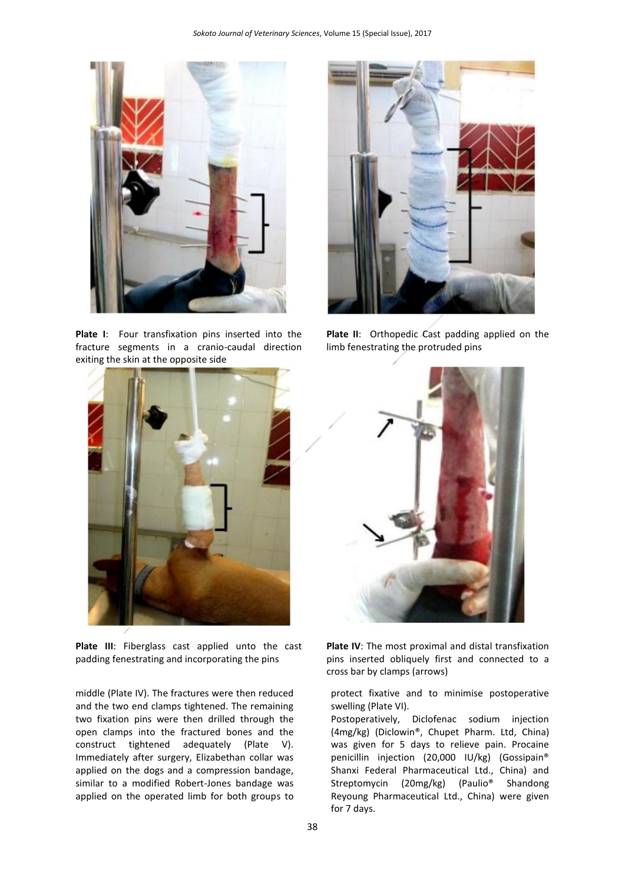**Plate I**: Four transfixation pins inserted into the fracture segments in a cranio-caudal direction exiting the skin at the opposite side

**Plate II**: Orthopedic Cast padding applied on the limb fenestrating the protruded pins

**Plate III**: Fiberglass cast applied unto the cast padding fenestrating and incorporating the pins

**Plate IV**: The most proximal and distal transfixation pins inserted obliquely first and connected to a cross bar by clamps (arrows)

middle (Plate IV). The fractures were then reduced and the two end clamps tightened. The remaining two fixation pins were then drilled through the open clamps into the fractured bones and the construct tightened adequately (Plate V). Immediately after surgery, Elizabethan collar was applied on the dogs and a compression bandage, similar to a modified Robert-Jones bandage was applied on the operated limb for both groups to protect fixative and to minimise postoperative swelling (Plate VI).

Postoperatively, Diclofenac sodium injection (4mg/kg) (Diclowin®, Chupet Pharm. Ltd, China) was given for 5 days to relieve pain. Procaine penicillin injection (20,000 IU/kg) (Gossipain® Shanxi Federal Pharmaceutical Ltd., China) and Streptomycin (20mg/kg) (Paulio® Shandong Reyoung Pharmaceutical Ltd., China) were given for 7 days.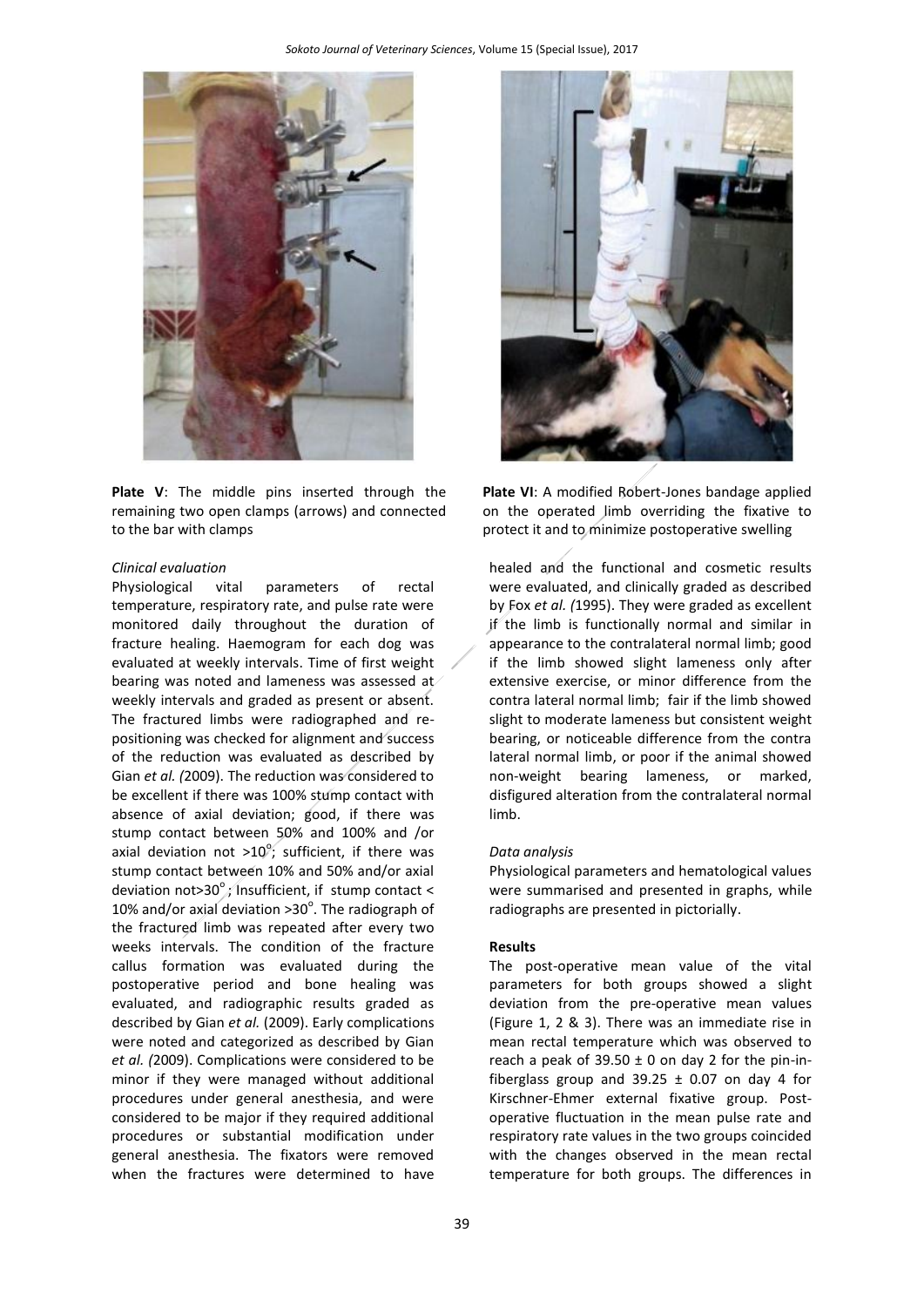**Plate V**: The middle pins inserted through the remaining two open clamps (arrows) and connected to the bar with clamps

**Plate VI**: A modified Robert-Jones bandage applied on the operated limb overriding the fixative to protect it and to minimize postoperative swelling

*Clinical evaluation*

Physiological vital parameters of rectal temperature, respiratory rate, and pulse rate were monitored daily throughout the duration of fracture healing. Haemogram for each dog was evaluated at weekly intervals. Time of first weight bearing was noted and lameness was assessed at weekly intervals and graded as present or absent. The fractured limbs were radiographed and re-positioning was checked for alignment and success of the reduction was evaluated as described by Gian *et al. (*2009). The reduction was considered to be excellent if there was 100% stump contact with absence of axial deviation; good, if there was stump contact between 50% and 100% and /or axial deviation not >10$^{o}$; sufficient, if there was stump contact between 10% and 50% and/or axial deviation not>30$^{o}$; Insufficient, if stump contact < 10% and/or axial deviation >30$^{o}$. The radiograph of the fractured limb was repeated after every two weeks intervals. The condition of the fracture callus formation was evaluated during the postoperative period and bone healing was evaluated, and radiographic results graded as described by Gian *et al.* (2009). Early complications were noted and categorized as described by Gian *et al. (*2009). Complications were considered to be minor if they were managed without additional procedures under general anesthesia, and were considered to be major if they required additional procedures or substantial modification under general anesthesia. The fixators were removed when the fractures were determined to have healed and the functional and cosmetic results were evaluated, and clinically graded as described by Fox *et al. (*1995). They were graded as excellent if the limb is functionally normal and similar in appearance to the contralateral normal limb; good if the limb showed slight lameness only after extensive exercise, or minor difference from the contra lateral normal limb; fair if the limb showed slight to moderate lameness but consistent weight bearing, or noticeable difference from the contra lateral normal limb, or poor if the animal showed non-weight bearing lameness, or marked, disfigured alteration from the contralateral normal limb.

*Data analysis*

Physiological parameters and hematological values were summarised and presented in graphs, while radiographs are presented in pictorially.

**Results**

The post-operative mean value of the vital parameters for both groups showed a slight deviation from the pre-operative mean values (Figure 1, 2 & 3). There was an immediate rise in mean rectal temperature which was observed to reach a peak of 39.50 ± 0 on day 2 for the pin-in-fiberglass group and 39.25 ± 0.07 on day 4 for Kirschner-Ehmer external fixative group. Post-operative fluctuation in the mean pulse rate and respiratory rate values in the two groups coincided with the changes observed in the mean rectal temperature for both groups. The differences in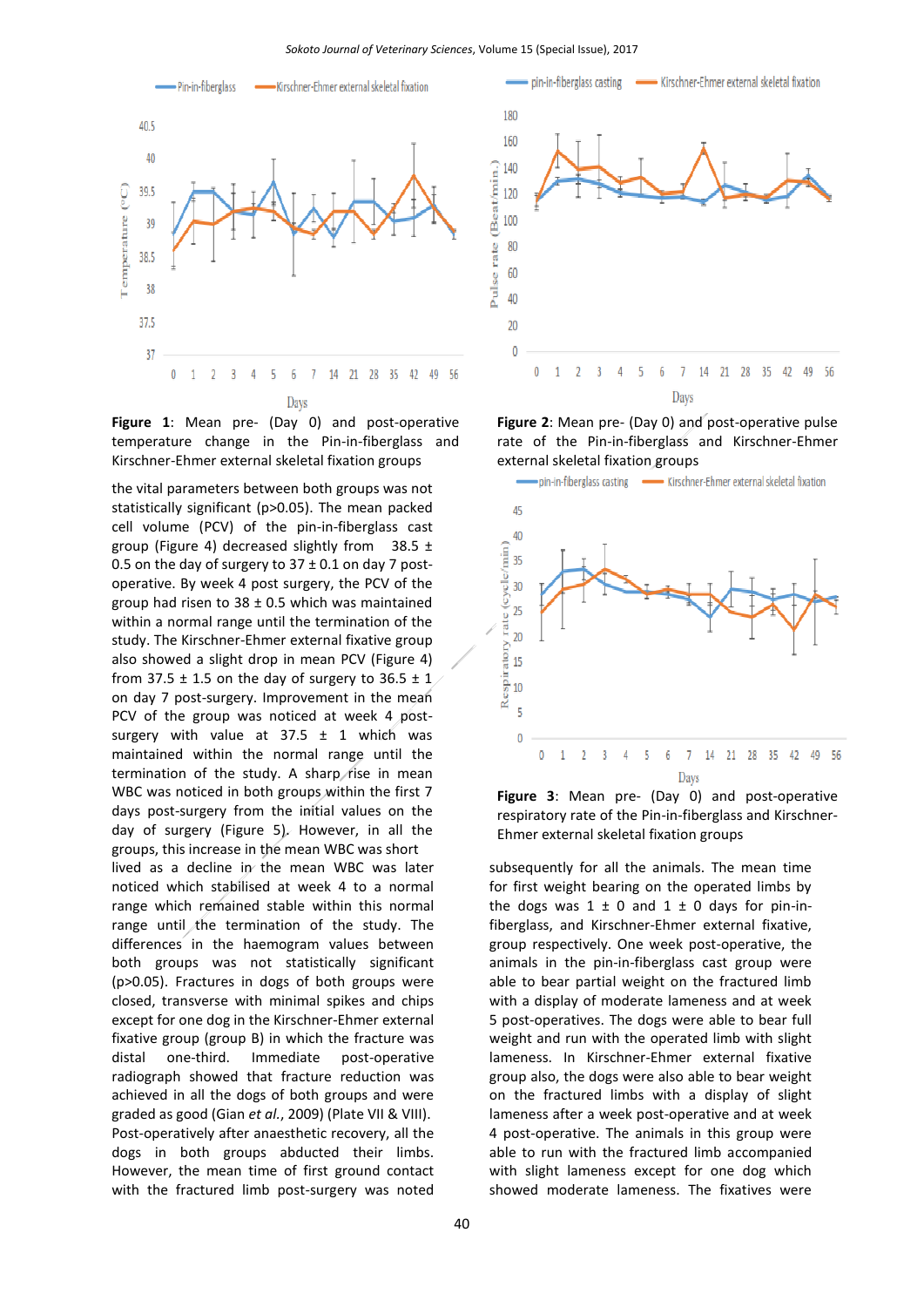**Figure 1**: Mean pre- (Day 0) and post-operative temperature change in the Pin-in-fiberglass and Kirschner-Ehmer external skeletal fixation groups

**Figure 2**: Mean pre- (Day 0) and post-operative pulse rate of the Pin-in-fiberglass and Kirschner-Ehmer external skeletal fixation groups

**Figure 3**: Mean pre- (Day 0) and post-operative respiratory rate of the Pin-in-fiberglass and Kirschner-Ehmer external skeletal fixation groups

the vital parameters between both groups was not statistically significant (p>0.05). The mean packed cell volume (PCV) of the pin-in-fiberglass cast group (Figure 4) decreased slightly from 38.5 ± 0.5 on the day of surgery to 37 ± 0.1 on day 7 post-operative. By week 4 post surgery, the PCV of the group had risen to 38 ± 0.5 which was maintained within a normal range until the termination of the study. The Kirschner-Ehmer external fixative group also showed a slight drop in mean PCV (Figure 4) from 37.5 ± 1.5 on the day of surgery to 36.5 ± 1 on day 7 post-surgery. Improvement in the mean PCV of the group was noticed at week 4 post-surgery with value at 37.5 ± 1 which was maintained within the normal range until the termination of the study. A sharp rise in mean WBC was noticed in both groups within the first 7 days post-surgery from the initial values on the day of surgery (Figure 5). However, in all the groups, this increase in the mean WBC was short lived as a decline in the mean WBC was later noticed which stabilised at week 4 to a normal range which remained stable within this normal range until the termination of the study. The differences in the haemogram values between both groups was not statistically significant (p>0.05). Fractures in dogs of both groups were closed, transverse with minimal spikes and chips except for one dog in the Kirschner-Ehmer external fixative group (group B) in which the fracture was distal one-third. Immediate post-operative radiograph showed that fracture reduction was achieved in all the dogs of both groups and were graded as good (Gian *et al.*, 2009) (Plate VII & VIII). Post-operatively after anaesthetic recovery, all the dogs in both groups abducted their limbs. However, the mean time of first ground contact with the fractured limb post-surgery was noted subsequently for all the animals. The mean time for first weight bearing on the operated limbs by the dogs was 1 ± 0 and 1 ± 0 days for pin-in-fiberglass, and Kirschner-Ehmer external fixative, group respectively. One week post-operative, the animals in the pin-in-fiberglass cast group were able to bear partial weight on the fractured limb with a display of moderate lameness and at week 5 post-operatives. The dogs were able to bear full weight and run with the operated limb with slight lameness. In Kirschner-Ehmer external fixative group also, the dogs were also able to bear weight on the fractured limbs with a display of slight lameness after a week post-operative and at week 4 post-operative. The animals in this group were able to run with the fractured limb accompanied with slight lameness except for one dog which showed moderate lameness. The fixatives were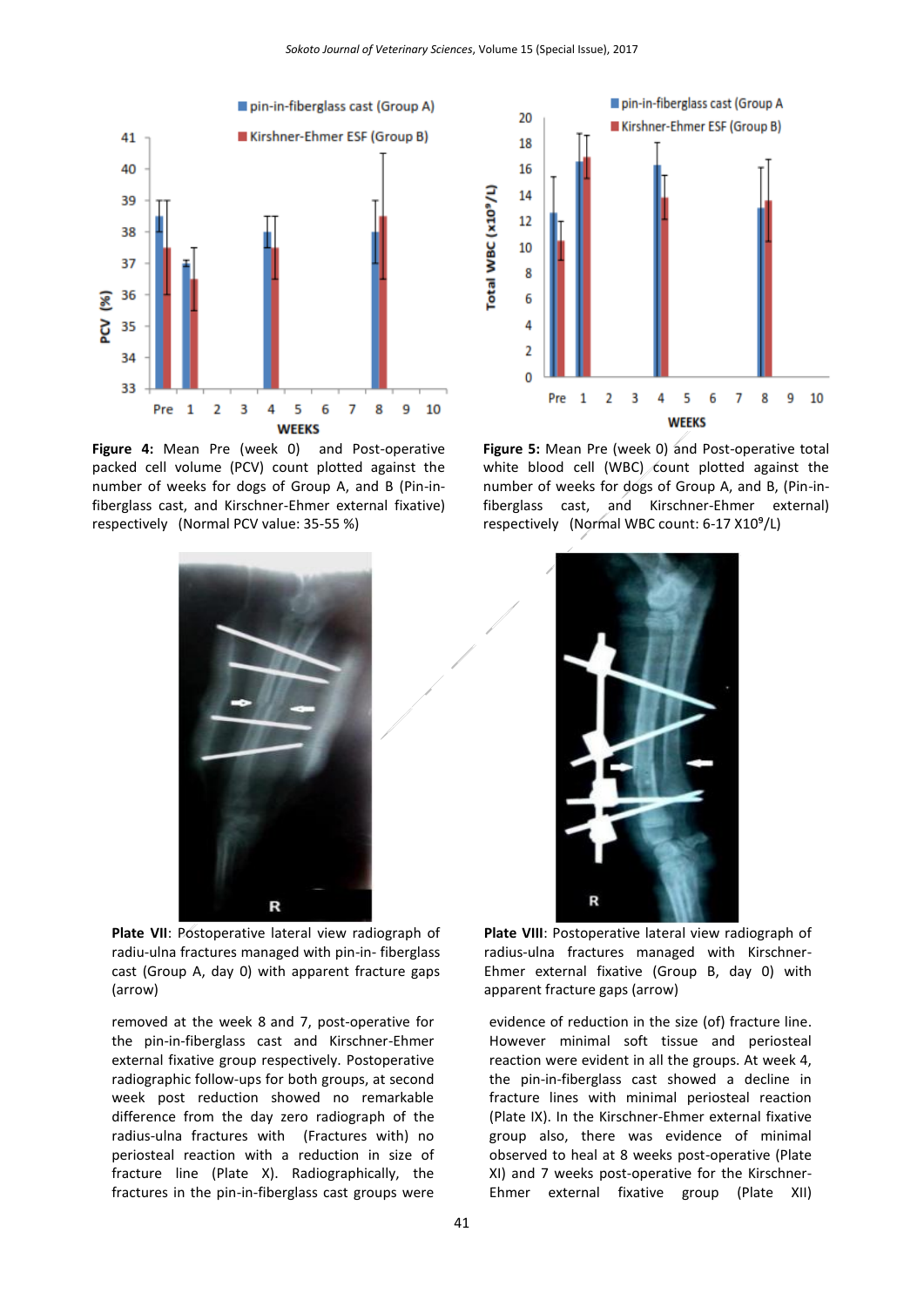**Figure 4:** Mean Pre (week 0) and Post-operative packed cell volume (PCV) count plotted against the number of weeks for dogs of Group A, and B (Pin-in-fiberglass cast, and Kirschner-Ehmer external fixative) respectively (Normal PCV value: 35-55 %)

**Figure 5:** Mean Pre (week 0) and Post-operative total white blood cell (WBC) count plotted against the number of weeks for dogs of Group A, and B, (Pin-in-fiberglass cast, and Kirschner-Ehmer external) respectively (Normal WBC count: 6-17 X$10^9$/L)

**Plate VII**: Postoperative lateral view radiograph of radiu-ulna fractures managed with pin-in- fiberglass cast (Group A, day 0) with apparent fracture gaps (arrow)

**Plate VIII**: Postoperative lateral view radiograph of radius-ulna fractures managed with Kirschner-Ehmer external fixative (Group B, day 0) with apparent fracture gaps (arrow)

removed at the week 8 and 7, post-operative for the pin-in-fiberglass cast and Kirschner-Ehmer external fixative group respectively. Postoperative radiographic follow-ups for both groups, at second week post reduction showed no remarkable difference from the day zero radiograph of the radius-ulna fractures with (Fractures with) no periosteal reaction with a reduction in size of fracture line (Plate X). Radiographically, the fractures in the pin-in-fiberglass cast groups were evidence of reduction in the size (of) fracture line. However minimal soft tissue and periosteal reaction were evident in all the groups. At week 4, the pin-in-fiberglass cast showed a decline in fracture lines with minimal periosteal reaction (Plate IX). In the Kirschner-Ehmer external fixative group also, there was evidence of minimal observed to heal at 8 weeks post-operative (Plate XI) and 7 weeks post-operative for the Kirschner-Ehmer external fixative group (Plate XII)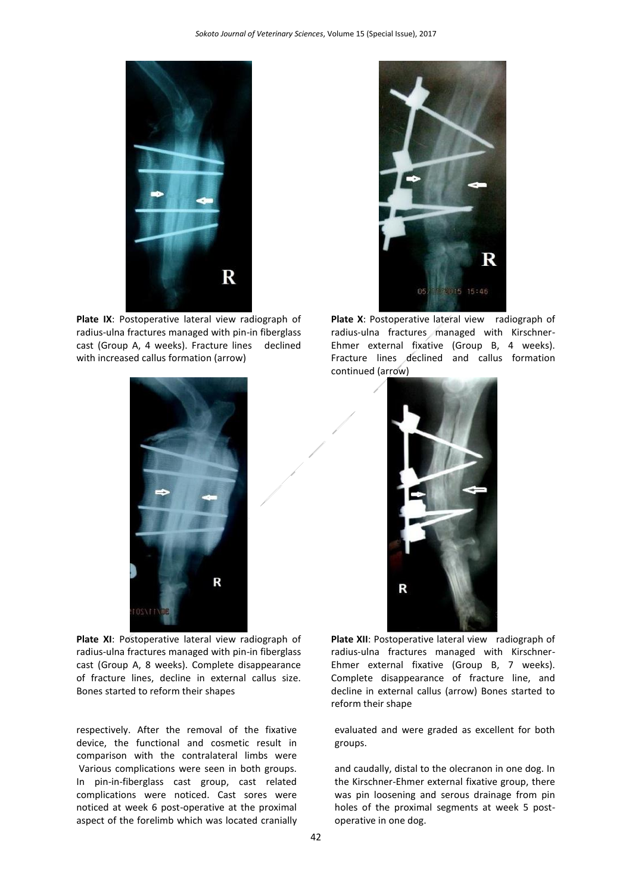**Plate IX**: Postoperative lateral view radiograph of radius-ulna fractures managed with pin-in fiberglass cast (Group A, 4 weeks). Fracture lines declined with increased callus formation (arrow)

**Plate X**: Postoperative lateral view radiograph of radius-ulna fractures managed with Kirschner-Ehmer external fixative (Group B, 4 weeks). Fracture lines declined and callus formation continued (arrow)

**Plate XI**: Postoperative lateral view radiograph of radius-ulna fractures managed with pin-in fiberglass cast (Group A, 8 weeks). Complete disappearance of fracture lines, decline in external callus size. Bones started to reform their shapes

**Plate XII**: Postoperative lateral view radiograph of radius-ulna fractures managed with Kirschner-Ehmer external fixative (Group B, 7 weeks). Complete disappearance of fracture line, and decline in external callus (arrow) Bones started to reform their shape

respectively. After the removal of the fixative device, the functional and cosmetic result in comparison with the contralateral limbs were evaluated and were graded as excellent for both groups.

Various complications were seen in both groups. In pin-in-fiberglass cast group, cast related complications were noticed. Cast sores were noticed at week 6 post-operative at the proximal aspect of the forelimb which was located cranially and caudally, distal to the olecranon in one dog. In the Kirschner-Ehmer external fixative group, there was pin loosening and serous drainage from pin holes of the proximal segments at week 5 post-operative in one dog.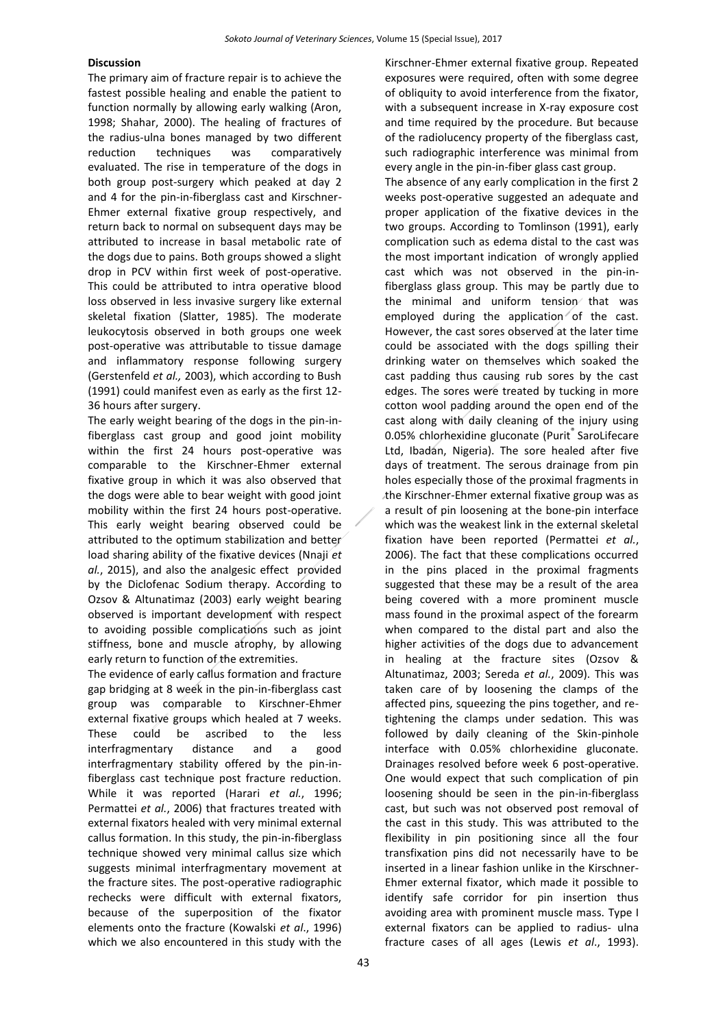### Discussion

The primary aim of fracture repair is to achieve the fastest possible healing and enable the patient to function normally by allowing early walking (Aron, 1998; Shahar, 2000). The healing of fractures of the radius-ulna bones managed by two different reduction techniques was comparatively evaluated. The rise in temperature of the dogs in both group post-surgery which peaked at day 2 and 4 for the pin-in-fiberglass cast and Kirschner-Ehmer external fixative group respectively, and return back to normal on subsequent days may be attributed to increase in basal metabolic rate of the dogs due to pains. Both groups showed a slight drop in PCV within first week of post-operative. This could be attributed to intra operative blood loss observed in less invasive surgery like external skeletal fixation (Slatter, 1985). The moderate leukocytosis observed in both groups one week post-operative was attributable to tissue damage and inflammatory response following surgery (Gerstenfeld *et al.,* 2003), which according to Bush (1991) could manifest even as early as the first 12-36 hours after surgery.

The early weight bearing of the dogs in the pin-in-fiberglass cast group and good joint mobility within the first 24 hours post-operative was comparable to the Kirschner-Ehmer external fixative group in which it was also observed that the dogs were able to bear weight with good joint mobility within the first 24 hours post-operative. This early weight bearing observed could be attributed to the optimum stabilization and better load sharing ability of the fixative devices (Nnaji *et al.*, 2015), and also the analgesic effect provided by the Diclofenac Sodium therapy. According to Ozsov & Altunatimaz (2003) early weight bearing observed is important development with respect to avoiding possible complications such as joint stiffness, bone and muscle atrophy, by allowing early return to function of the extremities.

The evidence of early callus formation and fracture gap bridging at 8 week in the pin-in-fiberglass cast group was comparable to Kirschner-Ehmer external fixative groups which healed at 7 weeks. These could be ascribed to the less interfragmentary distance and a good interfragmentary stability offered by the pin-in-fiberglass cast technique post fracture reduction. While it was reported (Harari *et al.*, 1996; Permattei *et al.*, 2006) that fractures treated with external fixators healed with very minimal external callus formation. In this study, the pin-in-fiberglass technique showed very minimal callus size which suggests minimal interfragmentary movement at the fracture sites. The post-operative radiographic rechecks were difficult with external fixators, because of the superposition of the fixator elements onto the fracture (Kowalski *et al*., 1996) which we also encountered in this study with the Kirschner-Ehmer external fixative group. Repeated exposures were required, often with some degree of obliquity to avoid interference from the fixator, with a subsequent increase in X-ray exposure cost and time required by the procedure. But because of the radiolucency property of the fiberglass cast, such radiographic interference was minimal from every angle in the pin-in-fiber glass cast group.

The absence of any early complication in the first 2 weeks post-operative suggested an adequate and proper application of the fixative devices in the two groups. According to Tomlinson (1991), early complication such as edema distal to the cast was the most important indication of wrongly applied cast which was not observed in the pin-in-fiberglass glass group. This may be partly due to the minimal and uniform tension that was employed during the application of the cast. However, the cast sores observed at the later time could be associated with the dogs spilling their drinking water on themselves which soaked the cast padding thus causing rub sores by the cast edges. The sores were treated by tucking in more cotton wool padding around the open end of the cast along with daily cleaning of the injury using 0.05% chlorhexidine gluconate (Purit® SaroLifecare Ltd, Ibadan, Nigeria). The sore healed after five days of treatment. The serous drainage from pin holes especially those of the proximal fragments in the Kirschner-Ehmer external fixative group was as a result of pin loosening at the bone-pin interface which was the weakest link in the external skeletal fixation have been reported (Permattei *et al.*, 2006). The fact that these complications occurred in the pins placed in the proximal fragments suggested that these may be a result of the area being covered with a more prominent muscle mass found in the proximal aspect of the forearm when compared to the distal part and also the higher activities of the dogs due to advancement in healing at the fracture sites (Ozsov & Altunatimaz, 2003; Sereda *et al.*, 2009). This was taken care of by loosening the clamps of the affected pins, squeezing the pins together, and re-tightening the clamps under sedation. This was followed by daily cleaning of the Skin-pinhole interface with 0.05% chlorhexidine gluconate. Drainages resolved before week 6 post-operative. One would expect that such complication of pin loosening should be seen in the pin-in-fiberglass cast, but such was not observed post removal of the cast in this study. This was attributed to the flexibility in pin positioning since all the four transfixation pins did not necessarily have to be inserted in a linear fashion unlike in the Kirschner-Ehmer external fixator, which made it possible to identify safe corridor for pin insertion thus avoiding area with prominent muscle mass. Type I external fixators can be applied to radius- ulna fracture cases of all ages (Lewis *et al*., 1993).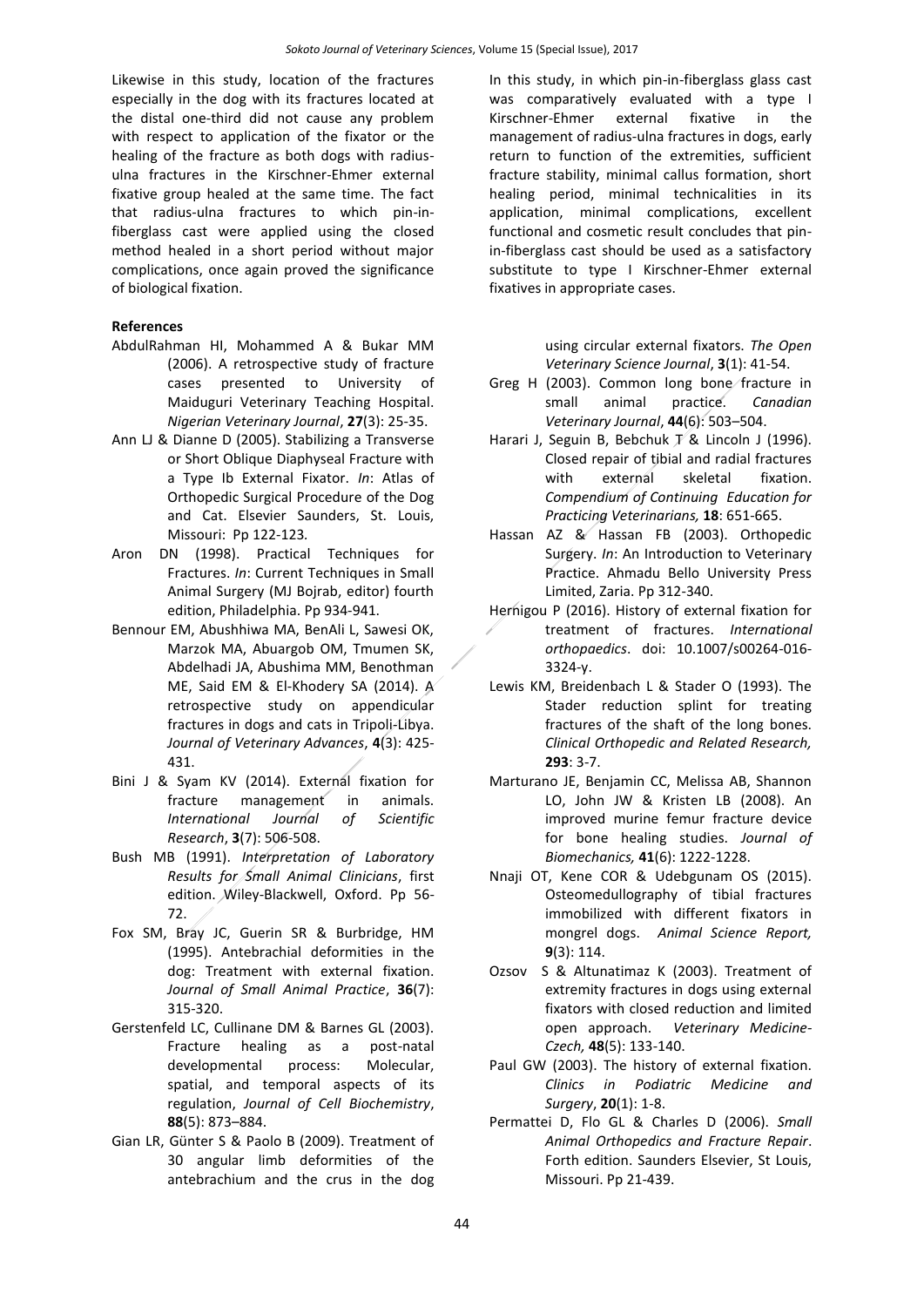Likewise in this study, location of the fractures especially in the dog with its fractures located at the distal one-third did not cause any problem with respect to application of the fixator or the healing of the fracture as both dogs with radius-ulna fractures in the Kirschner-Ehmer external fixative group healed at the same time. The fact that radius-ulna fractures to which pin-in-fiberglass cast were applied using the closed method healed in a short period without major complications, once again proved the significance of biological fixation.

In this study, in which pin-in-fiberglass glass cast was comparatively evaluated with a type I Kirschner-Ehmer external fixative in the management of radius-ulna fractures in dogs, early return to function of the extremities, sufficient fracture stability, minimal callus formation, short healing period, minimal technicalities in its application, minimal complications, excellent functional and cosmetic result concludes that pin-in-fiberglass cast should be used as a satisfactory substitute to type I Kirschner-Ehmer external fixatives in appropriate cases.

**References**

AbdulRahman HI, Mohammed A & Bukar MM (2006). A retrospective study of fracture cases presented to University of Maiduguri Veterinary Teaching Hospital. *Nigerian Veterinary Journal*, **27**(3): 25-35.

Ann LJ & Dianne D (2005). Stabilizing a Transverse or Short Oblique Diaphyseal Fracture with a Type Ib External Fixator. *In*: Atlas of Orthopedic Surgical Procedure of the Dog and Cat. Elsevier Saunders, St. Louis, Missouri: Pp 122-123.

Aron DN (1998). Practical Techniques for Fractures. *In*: Current Techniques in Small Animal Surgery (MJ Bojrab, editor) fourth edition, Philadelphia. Pp 934-941.

Bennour EM, Abushhiwa MA, BenAli L, Sawesi OK, Marzok MA, Abuargob OM, Tmumen SK, Abdelhadi JA, Abushima MM, Benothman ME, Said EM & El-Khodery SA (2014). A retrospective study on appendicular fractures in dogs and cats in Tripoli-Libya. *Journal of Veterinary Advances*, **4**(3): 425-431.

Bini J & Syam KV (2014). External fixation for fracture management in animals. *International Journal of Scientific Research*, **3**(7): 506-508.

Bush MB (1991). *Interpretation of Laboratory Results for Small Animal Clinicians*, first edition. Wiley-Blackwell, Oxford. Pp 56-72.

Fox SM, Bray JC, Guerin SR & Burbridge, HM (1995). Antebrachial deformities in the dog: Treatment with external fixation. *Journal of Small Animal Practice*, **36**(7): 315-320.

Gerstenfeld LC, Cullinane DM & Barnes GL (2003). Fracture healing as a post-natal developmental process: Molecular, spatial, and temporal aspects of its regulation, *Journal of Cell Biochemistry*, **88**(5): 873–884.

Gian LR, Günter S & Paolo B (2009). Treatment of 30 angular limb deformities of the antebrachium and the crus in the dog using circular external fixators. *The Open Veterinary Science Journal*, **3**(1): 41-54.

Greg H (2003). Common long bone fracture in small animal practice. *Canadian Veterinary Journal*, **44**(6): 503–504.

Harari J, Seguin B, Bebchuk T & Lincoln J (1996). Closed repair of tibial and radial fractures with external skeletal fixation. *Compendium of Continuing Education for Practicing Veterinarians,* **18**: 651-665.

Hassan AZ & Hassan FB (2003). Orthopedic Surgery. *In*: An Introduction to Veterinary Practice. Ahmadu Bello University Press Limited, Zaria. Pp 312-340.

Hernigou P (2016). History of external fixation for treatment of fractures. *International orthopaedics*. doi: 10.1007/s00264-016-3324-y.

Lewis KM, Breidenbach L & Stader O (1993). The Stader reduction splint for treating fractures of the shaft of the long bones. *Clinical Orthopedic and Related Research,* **293**: 3-7.

Marturano JE, Benjamin CC, Melissa AB, Shannon LO, John JW & Kristen LB (2008). An improved murine femur fracture device for bone healing studies. *Journal of Biomechanics,* **41**(6): 1222-1228.

Nnaji OT, Kene COR & Udebgunam OS (2015). Osteomedullography of tibial fractures immobilized with different fixators in mongrel dogs. *Animal Science Report,* **9**(3): 114.

Ozsov S & Altunatimaz K (2003). Treatment of extremity fractures in dogs using external fixators with closed reduction and limited open approach. *Veterinary Medicine-Czech,* **48**(5): 133-140.

Paul GW (2003). The history of external fixation. *Clinics in Podiatric Medicine and Surgery*, **20**(1): 1-8.

Permattei D, Flo GL & Charles D (2006). *Small Animal Orthopedics and Fracture Repair*. Forth edition. Saunders Elsevier, St Louis, Missouri. Pp 21-439.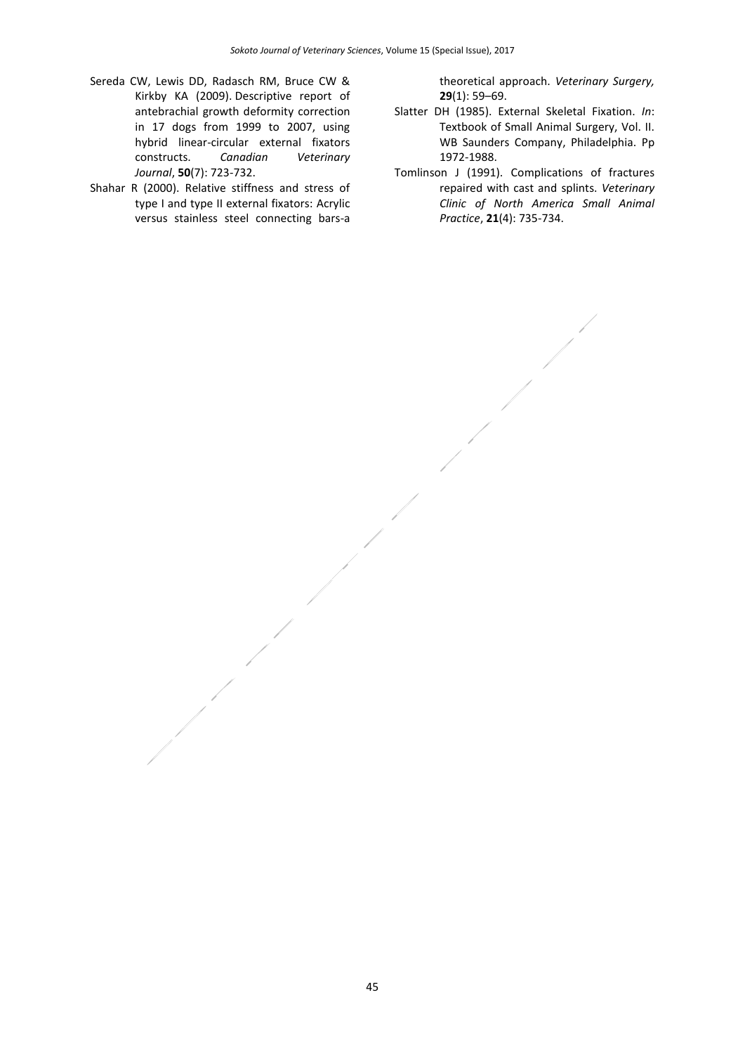Sereda CW, Lewis DD, Radasch RM, Bruce CW & Kirkby KA (2009). Descriptive report of antebrachial growth deformity correction in 17 dogs from 1999 to 2007, using hybrid linear-circular external fixators constructs. *Canadian Veterinary Journal*, **50**(7): 723-732.

Shahar R (2000). Relative stiffness and stress of type I and type II external fixators: Acrylic versus stainless steel connecting bars-a theoretical approach. *Veterinary Surgery,* **29**(1): 59–69.

Slatter DH (1985). External Skeletal Fixation. *In*: Textbook of Small Animal Surgery, Vol. II. WB Saunders Company, Philadelphia. Pp 1972-1988.

Tomlinson J (1991). Complications of fractures repaired with cast and splints. *Veterinary Clinic of North America Small Animal Practice*, **21**(4): 735-734.